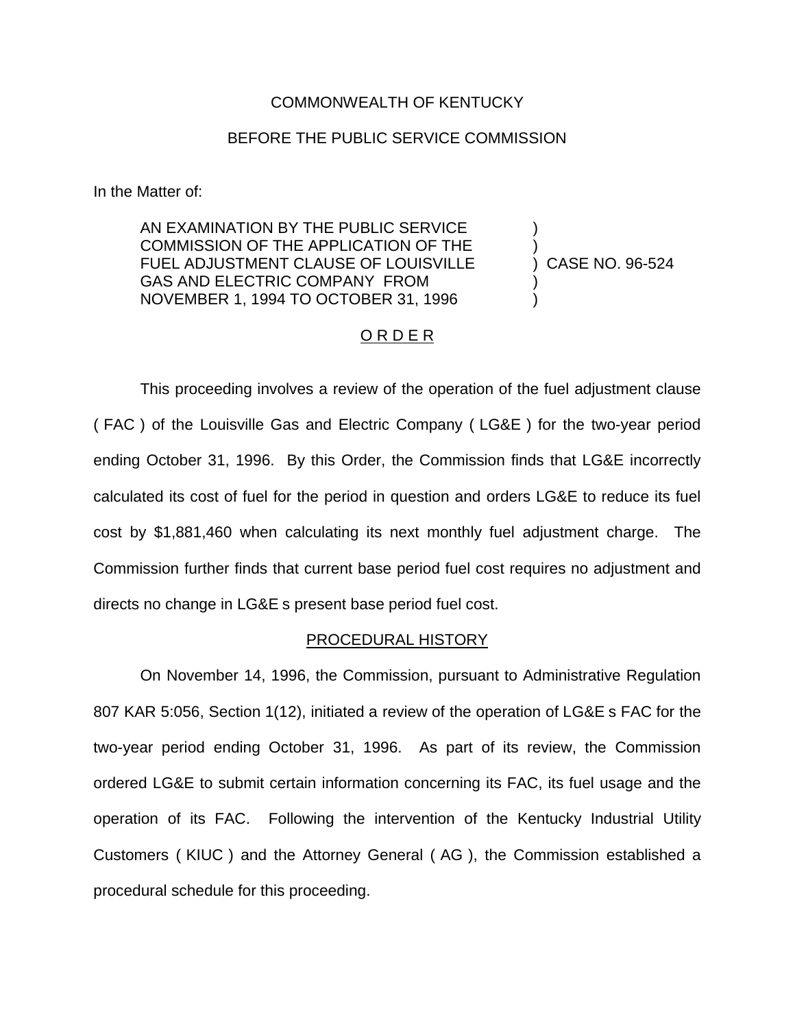COMMONWEALTH OF KENTUCKY

BEFORE THE PUBLIC SERVICE COMMISSION

In the Matter of:

| | | |
|---|---|---|
| AN EXAMINATION BY THE PUBLIC SERVICE COMMISSION OF THE APPLICATION OF THE FUEL ADJUSTMENT CLAUSE OF LOUISVILLE GAS AND ELECTRIC COMPANY FROM NOVEMBER 1, 1994 TO OCTOBER 31, 1996 | ) | CASE NO. 96-524 |

## O R D E R

This proceeding involves a review of the operation of the fuel adjustment clause ( FAC ) of the Louisville Gas and Electric Company ( LG&E ) for the two-year period ending October 31, 1996. By this Order, the Commission finds that LG&E incorrectly calculated its cost of fuel for the period in question and orders LG&E to reduce its fuel cost by $1,881,460 when calculating its next monthly fuel adjustment charge. The Commission further finds that current base period fuel cost requires no adjustment and directs no change in LG&E s present base period fuel cost.

## PROCEDURAL HISTORY

On November 14, 1996, the Commission, pursuant to Administrative Regulation 807 KAR 5:056, Section 1(12), initiated a review of the operation of LG&E s FAC for the two-year period ending October 31, 1996. As part of its review, the Commission ordered LG&E to submit certain information concerning its FAC, its fuel usage and the operation of its FAC. Following the intervention of the Kentucky Industrial Utility Customers ( KIUC ) and the Attorney General ( AG ), the Commission established a procedural schedule for this proceeding.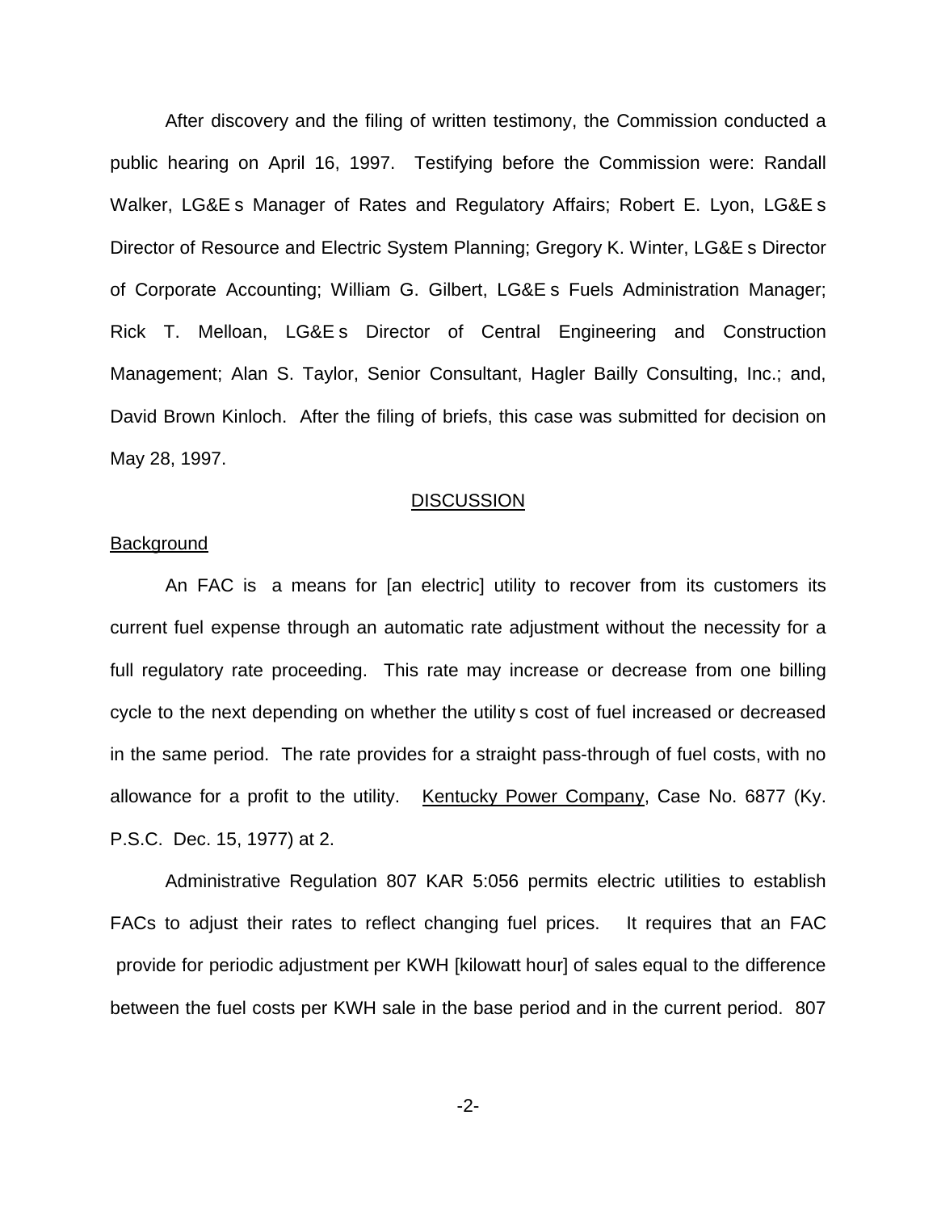After discovery and the filing of written testimony, the Commission conducted a public hearing on April 16, 1997. Testifying before the Commission were: Randall Walker, LG&E s Manager of Rates and Regulatory Affairs; Robert E. Lyon, LG&E s Director of Resource and Electric System Planning; Gregory K. Winter, LG&E s Director of Corporate Accounting; William G. Gilbert, LG&E s Fuels Administration Manager; Rick T. Melloan, LG&E s Director of Central Engineering and Construction Management; Alan S. Taylor, Senior Consultant, Hagler Bailly Consulting, Inc.; and, David Brown Kinloch. After the filing of briefs, this case was submitted for decision on May 28, 1997.

## DISCUSSION

### Background

An FAC is a means for [an electric] utility to recover from its customers its current fuel expense through an automatic rate adjustment without the necessity for a full regulatory rate proceeding. This rate may increase or decrease from one billing cycle to the next depending on whether the utility s cost of fuel increased or decreased in the same period. The rate provides for a straight pass-through of fuel costs, with no allowance for a profit to the utility. Kentucky Power Company, Case No. 6877 (Ky. P.S.C. Dec. 15, 1977) at 2.

Administrative Regulation 807 KAR 5:056 permits electric utilities to establish FACs to adjust their rates to reflect changing fuel prices. It requires that an FAC provide for periodic adjustment per KWH [kilowatt hour] of sales equal to the difference between the fuel costs per KWH sale in the base period and in the current period. 807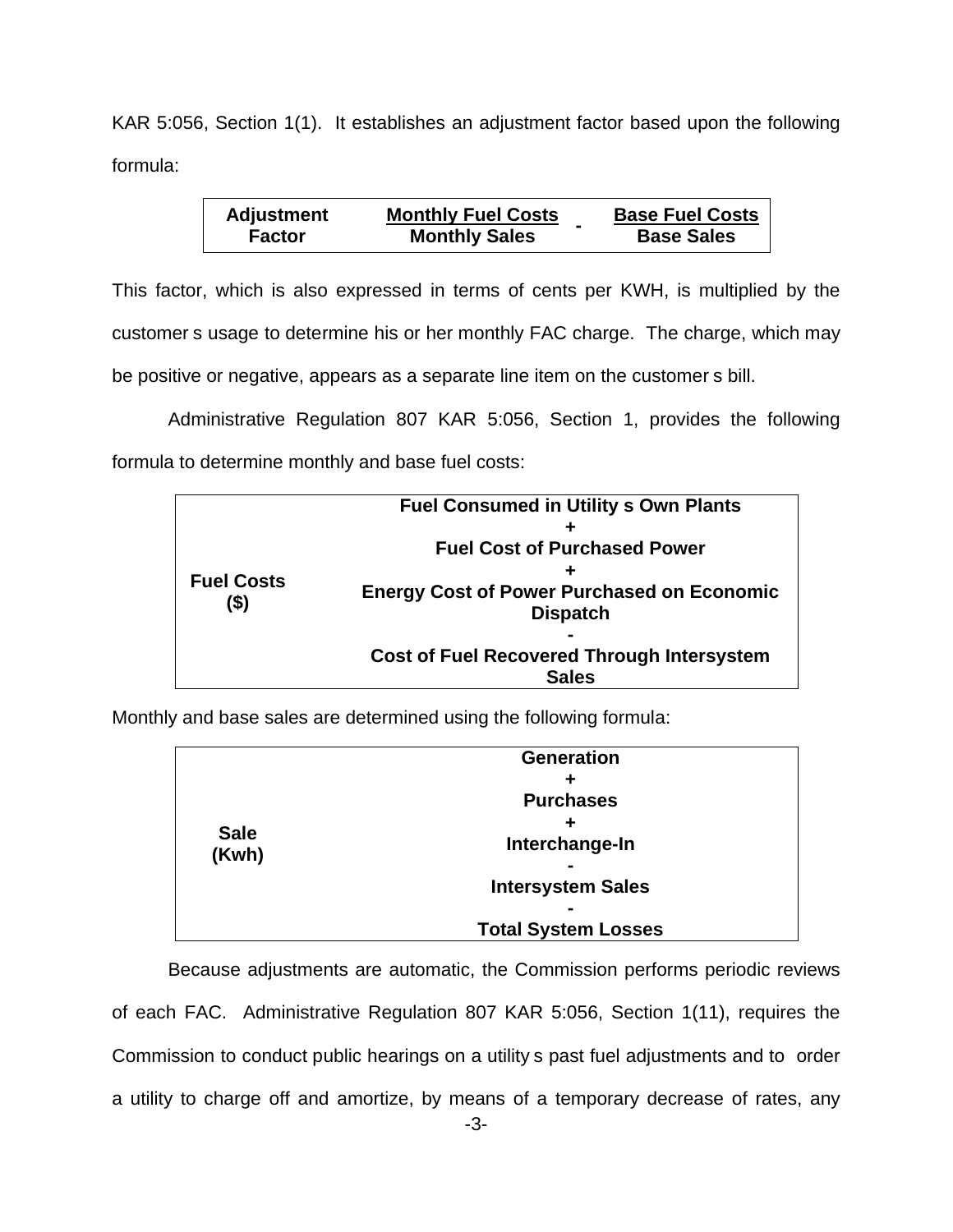KAR 5:056, Section 1(1). It establishes an adjustment factor based upon the following formula:

$$\text{Adjustment Factor} = \frac{\text{Monthly Fuel Costs}}{\text{Monthly Sales}} - \frac{\text{Base Fuel Costs}}{\text{Base Sales}}$$

This factor, which is also expressed in terms of cents per KWH, is multiplied by the customer s usage to determine his or her monthly FAC charge. The charge, which may be positive or negative, appears as a separate line item on the customer s bill.

Administrative Regulation 807 KAR 5:056, Section 1, provides the following formula to determine monthly and base fuel costs:

| | |
|---|---|
| **Fuel Costs ($)** | **Fuel Consumed in Utility s Own Plants**<br>**+**<br>**Fuel Cost of Purchased Power**<br>**+**<br>**Energy Cost of Power Purchased on Economic Dispatch**<br>**-**<br>**Cost of Fuel Recovered Through Intersystem Sales** |

Monthly and base sales are determined using the following formula:

| | |
|---|---|
| **Sale (Kwh)** | **Generation**<br>**+**<br>**Purchases**<br>**+**<br>**Interchange-In**<br>**-**<br>**Intersystem Sales**<br>**-**<br>**Total System Losses** |

Because adjustments are automatic, the Commission performs periodic reviews of each FAC. Administrative Regulation 807 KAR 5:056, Section 1(11), requires the Commission to conduct public hearings on a utility s past fuel adjustments and to order a utility to charge off and amortize, by means of a temporary decrease of rates, any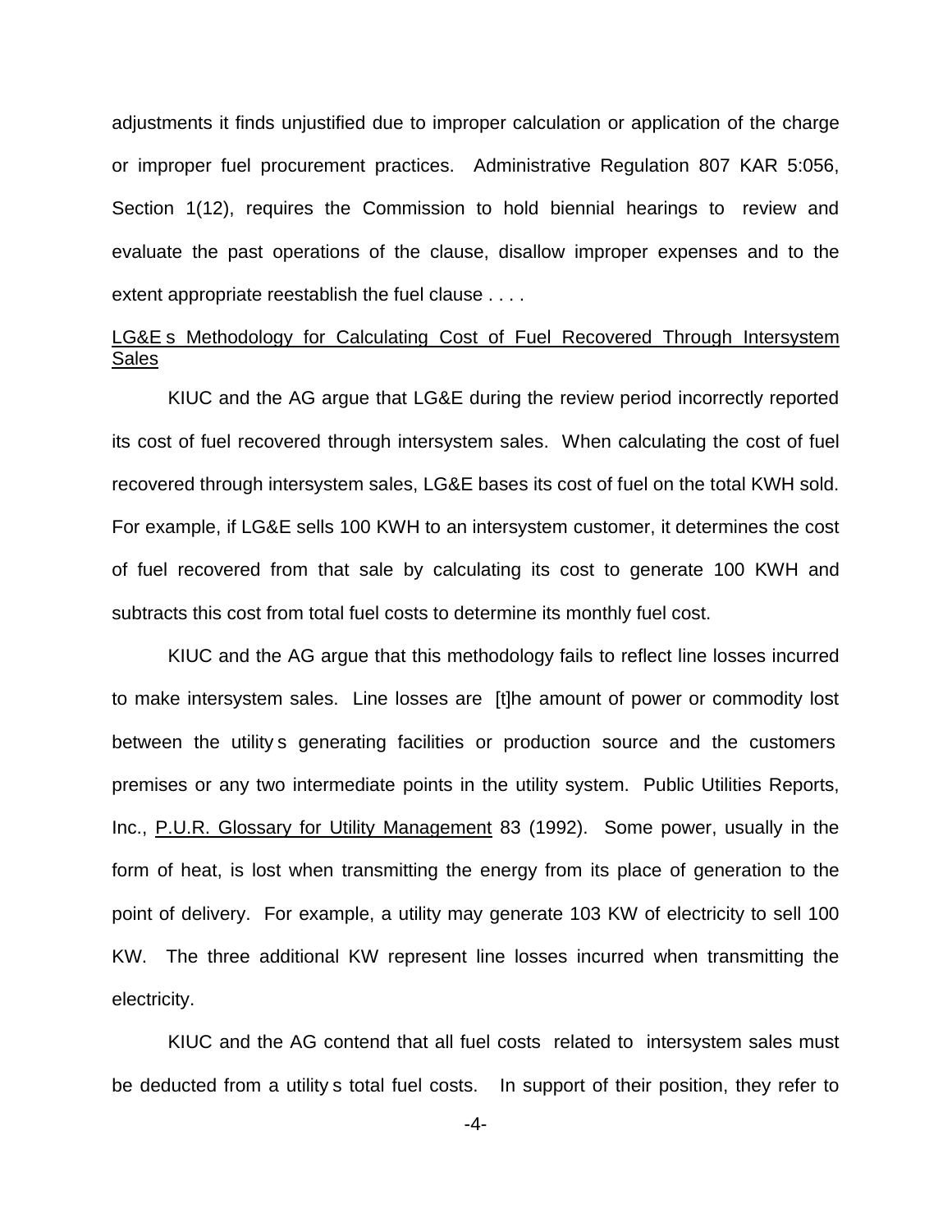adjustments it finds unjustified due to improper calculation or application of the charge or improper fuel procurement practices. Administrative Regulation 807 KAR 5:056, Section 1(12), requires the Commission to hold biennial hearings to review and evaluate the past operations of the clause, disallow improper expenses and to the extent appropriate reestablish the fuel clause . . . .

<u>LG&E s Methodology for Calculating Cost of Fuel Recovered Through Intersystem Sales</u>

KIUC and the AG argue that LG&E during the review period incorrectly reported its cost of fuel recovered through intersystem sales. When calculating the cost of fuel recovered through intersystem sales, LG&E bases its cost of fuel on the total KWH sold. For example, if LG&E sells 100 KWH to an intersystem customer, it determines the cost of fuel recovered from that sale by calculating its cost to generate 100 KWH and subtracts this cost from total fuel costs to determine its monthly fuel cost.

KIUC and the AG argue that this methodology fails to reflect line losses incurred to make intersystem sales. Line losses are [t]he amount of power or commodity lost between the utility s generating facilities or production source and the customers premises or any two intermediate points in the utility system. Public Utilities Reports, Inc., <u>P.U.R. Glossary for Utility Management</u> 83 (1992). Some power, usually in the form of heat, is lost when transmitting the energy from its place of generation to the point of delivery. For example, a utility may generate 103 KW of electricity to sell 100 KW. The three additional KW represent line losses incurred when transmitting the electricity.

KIUC and the AG contend that all fuel costs related to intersystem sales must be deducted from a utility s total fuel costs. In support of their position, they refer to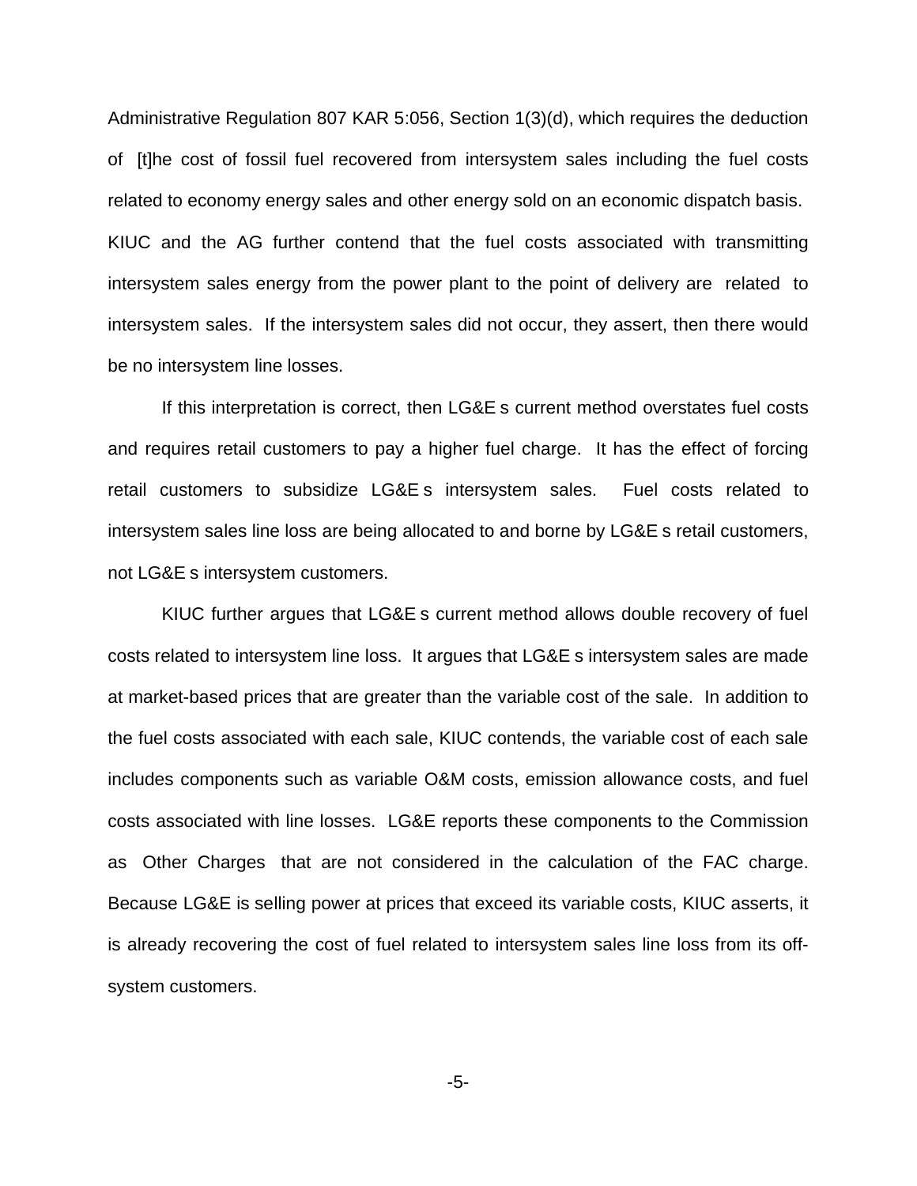Administrative Regulation 807 KAR 5:056, Section 1(3)(d), which requires the deduction of [t]he cost of fossil fuel recovered from intersystem sales including the fuel costs related to economy energy sales and other energy sold on an economic dispatch basis. KIUC and the AG further contend that the fuel costs associated with transmitting intersystem sales energy from the power plant to the point of delivery are related to intersystem sales. If the intersystem sales did not occur, they assert, then there would be no intersystem line losses.

If this interpretation is correct, then LG&E s current method overstates fuel costs and requires retail customers to pay a higher fuel charge. It has the effect of forcing retail customers to subsidize LG&E s intersystem sales. Fuel costs related to intersystem sales line loss are being allocated to and borne by LG&E s retail customers, not LG&E s intersystem customers.

KIUC further argues that LG&E s current method allows double recovery of fuel costs related to intersystem line loss. It argues that LG&E s intersystem sales are made at market-based prices that are greater than the variable cost of the sale. In addition to the fuel costs associated with each sale, KIUC contends, the variable cost of each sale includes components such as variable O&M costs, emission allowance costs, and fuel costs associated with line losses. LG&E reports these components to the Commission as Other Charges that are not considered in the calculation of the FAC charge. Because LG&E is selling power at prices that exceed its variable costs, KIUC asserts, it is already recovering the cost of fuel related to intersystem sales line loss from its off-system customers.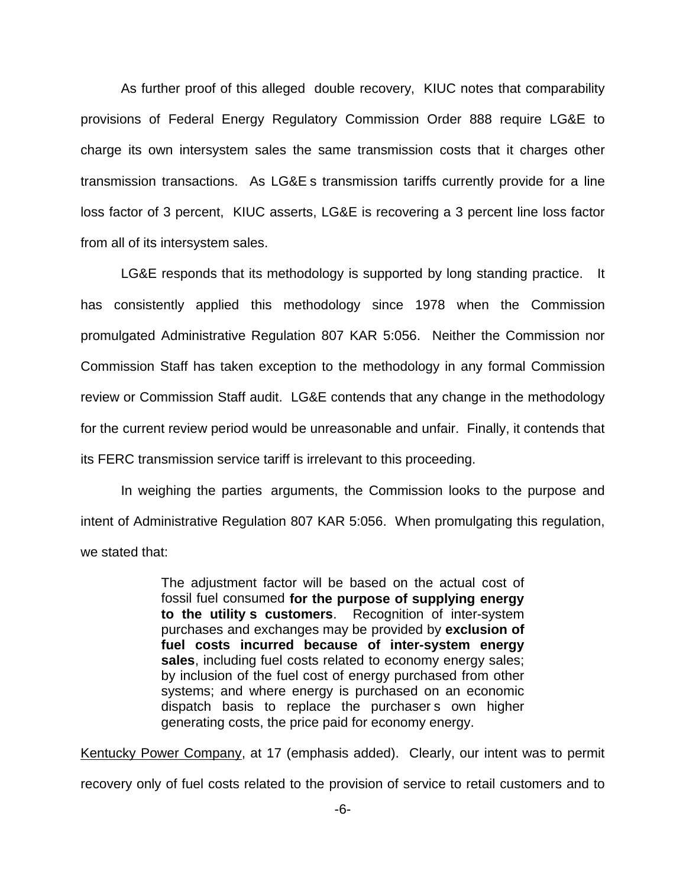As further proof of this alleged double recovery, KIUC notes that comparability provisions of Federal Energy Regulatory Commission Order 888 require LG&E to charge its own intersystem sales the same transmission costs that it charges other transmission transactions. As LG&E s transmission tariffs currently provide for a line loss factor of 3 percent, KIUC asserts, LG&E is recovering a 3 percent line loss factor from all of its intersystem sales.

LG&E responds that its methodology is supported by long standing practice. It has consistently applied this methodology since 1978 when the Commission promulgated Administrative Regulation 807 KAR 5:056. Neither the Commission nor Commission Staff has taken exception to the methodology in any formal Commission review or Commission Staff audit. LG&E contends that any change in the methodology for the current review period would be unreasonable and unfair. Finally, it contends that its FERC transmission service tariff is irrelevant to this proceeding.

In weighing the parties arguments, the Commission looks to the purpose and intent of Administrative Regulation 807 KAR 5:056. When promulgating this regulation, we stated that:

> The adjustment factor will be based on the actual cost of fossil fuel consumed **for the purpose of supplying energy to the utility s customers**. Recognition of inter-system purchases and exchanges may be provided by **exclusion of fuel costs incurred because of inter-system energy sales**, including fuel costs related to economy energy sales; by inclusion of the fuel cost of energy purchased from other systems; and where energy is purchased on an economic dispatch basis to replace the purchaser s own higher generating costs, the price paid for economy energy.

Kentucky Power Company, at 17 (emphasis added). Clearly, our intent was to permit recovery only of fuel costs related to the provision of service to retail customers and to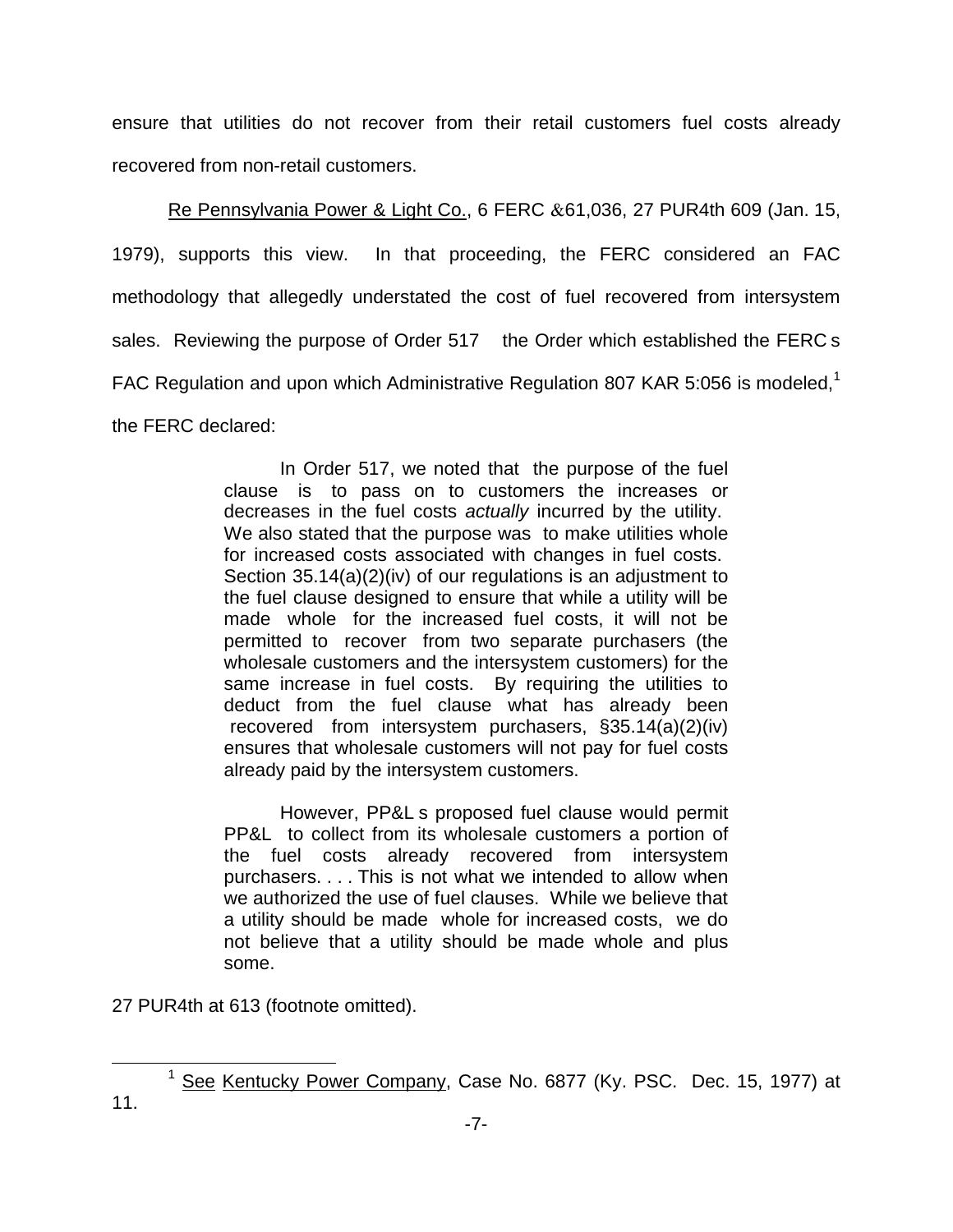ensure that utilities do not recover from their retail customers fuel costs already recovered from non-retail customers.

Re Pennsylvania Power & Light Co., 6 FERC ¶61,036, 27 PUR4th 609 (Jan. 15, 1979), supports this view. In that proceeding, the FERC considered an FAC methodology that allegedly understated the cost of fuel recovered from intersystem sales. Reviewing the purpose of Order 517 — the Order which established the FERC's FAC Regulation and upon which Administrative Regulation 807 KAR 5:056 is modeled,[1] the FERC declared:

> In Order 517, we noted that "the purpose of the fuel clause" is "to pass on to customers the increases or decreases in the fuel costs *actually* incurred by the utility." We also stated that the purpose was "to make utilities whole for increased costs associated with changes in fuel costs." Section 35.14(a)(2)(iv) of our regulations is an adjustment to the fuel clause designed to ensure that while a utility will be made "whole" for the increased fuel costs, it will not be permitted to "recover" from two separate purchasers (the wholesale customers and the intersystem customers) for the same increase in fuel costs. By requiring the utilities to deduct from the fuel clause what has already been "recovered" from intersystem purchasers, §35.14(a)(2)(iv) ensures that wholesale customers will not pay for fuel costs already paid by the intersystem customers.
>
> However, PP&L's proposed fuel clause would permit PP&L to collect from its wholesale customers a portion of the fuel costs already recovered from intersystem purchasers. . . . This is not what we intended to allow when we authorized the use of fuel clauses. While we believe that a utility should be made "whole for increased costs," we do not believe that a utility should be made whole and plus some.

27 PUR4th at 613 (footnote omitted).

---

[1] See Kentucky Power Company, Case No. 6877 (Ky. PSC. Dec. 15, 1977) at 11.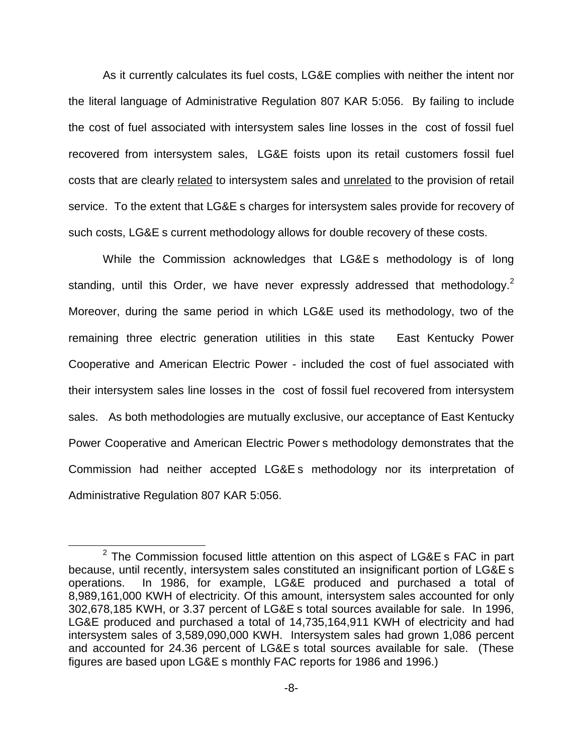As it currently calculates its fuel costs, LG&E complies with neither the intent nor the literal language of Administrative Regulation 807 KAR 5:056. By failing to include the cost of fuel associated with intersystem sales line losses in the cost of fossil fuel recovered from intersystem sales, LG&E foists upon its retail customers fossil fuel costs that are clearly <u>related</u> to intersystem sales and <u>unrelated</u> to the provision of retail service. To the extent that LG&E s charges for intersystem sales provide for recovery of such costs, LG&E s current methodology allows for double recovery of these costs.

While the Commission acknowledges that LG&E s methodology is of long standing, until this Order, we have never expressly addressed that methodology.[2] Moreover, during the same period in which LG&E used its methodology, two of the remaining three electric generation utilities in this state East Kentucky Power Cooperative and American Electric Power - included the cost of fuel associated with their intersystem sales line losses in the cost of fossil fuel recovered from intersystem sales. As both methodologies are mutually exclusive, our acceptance of East Kentucky Power Cooperative and American Electric Power s methodology demonstrates that the Commission had neither accepted LG&E s methodology nor its interpretation of Administrative Regulation 807 KAR 5:056.

---

[2] The Commission focused little attention on this aspect of LG&E s FAC in part because, until recently, intersystem sales constituted an insignificant portion of LG&E s operations. In 1986, for example, LG&E produced and purchased a total of 8,989,161,000 KWH of electricity. Of this amount, intersystem sales accounted for only 302,678,185 KWH, or 3.37 percent of LG&E s total sources available for sale. In 1996, LG&E produced and purchased a total of 14,735,164,911 KWH of electricity and had intersystem sales of 3,589,090,000 KWH. Intersystem sales had grown 1,086 percent and accounted for 24.36 percent of LG&E s total sources available for sale. (These figures are based upon LG&E s monthly FAC reports for 1986 and 1996.)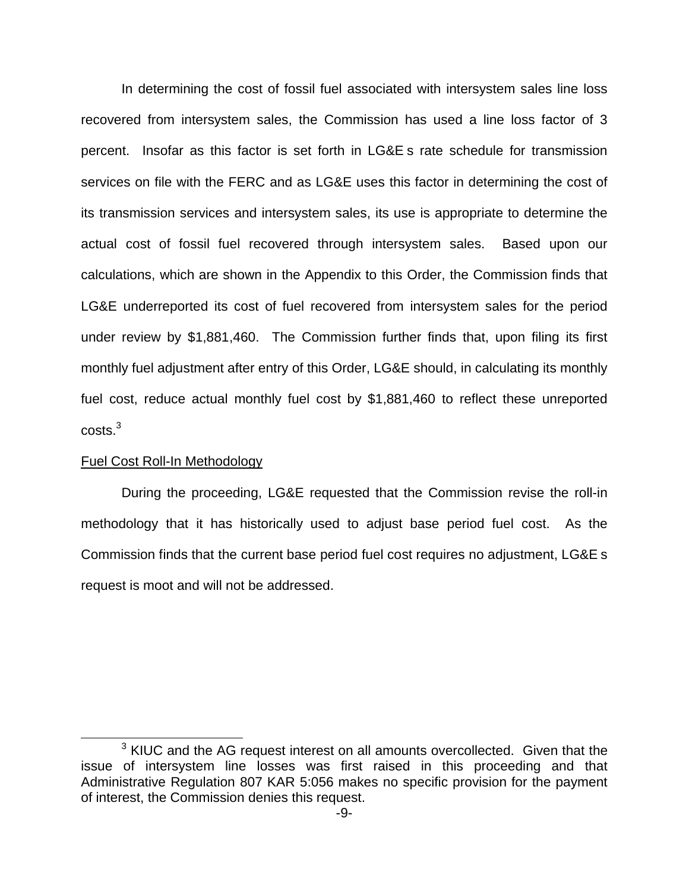In determining the cost of fossil fuel associated with intersystem sales line loss recovered from intersystem sales, the Commission has used a line loss factor of 3 percent. Insofar as this factor is set forth in LG&E s rate schedule for transmission services on file with the FERC and as LG&E uses this factor in determining the cost of its transmission services and intersystem sales, its use is appropriate to determine the actual cost of fossil fuel recovered through intersystem sales. Based upon our calculations, which are shown in the Appendix to this Order, the Commission finds that LG&E underreported its cost of fuel recovered from intersystem sales for the period under review by $1,881,460. The Commission further finds that, upon filing its first monthly fuel adjustment after entry of this Order, LG&E should, in calculating its monthly fuel cost, reduce actual monthly fuel cost by $1,881,460 to reflect these unreported costs.[3]

Fuel Cost Roll-In Methodology

During the proceeding, LG&E requested that the Commission revise the roll-in methodology that it has historically used to adjust base period fuel cost. As the Commission finds that the current base period fuel cost requires no adjustment, LG&E s request is moot and will not be addressed.

[3] KIUC and the AG request interest on all amounts overcollected. Given that the issue of intersystem line losses was first raised in this proceeding and that Administrative Regulation 807 KAR 5:056 makes no specific provision for the payment of interest, the Commission denies this request.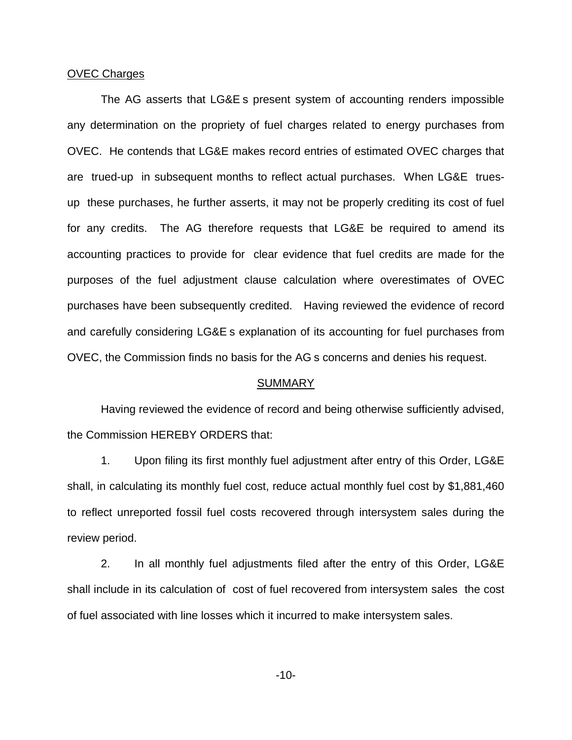OVEC Charges

The AG asserts that LG&E s present system of accounting renders impossible any determination on the propriety of fuel charges related to energy purchases from OVEC. He contends that LG&E makes record entries of estimated OVEC charges that are trued-up in subsequent months to reflect actual purchases. When LG&E trues-up these purchases, he further asserts, it may not be properly crediting its cost of fuel for any credits. The AG therefore requests that LG&E be required to amend its accounting practices to provide for clear evidence that fuel credits are made for the purposes of the fuel adjustment clause calculation where overestimates of OVEC purchases have been subsequently credited. Having reviewed the evidence of record and carefully considering LG&E s explanation of its accounting for fuel purchases from OVEC, the Commission finds no basis for the AG s concerns and denies his request.

## SUMMARY

Having reviewed the evidence of record and being otherwise sufficiently advised, the Commission HEREBY ORDERS that:

1. Upon filing its first monthly fuel adjustment after entry of this Order, LG&E shall, in calculating its monthly fuel cost, reduce actual monthly fuel cost by $1,881,460 to reflect unreported fossil fuel costs recovered through intersystem sales during the review period.

2. In all monthly fuel adjustments filed after the entry of this Order, LG&E shall include in its calculation of cost of fuel recovered from intersystem sales the cost of fuel associated with line losses which it incurred to make intersystem sales.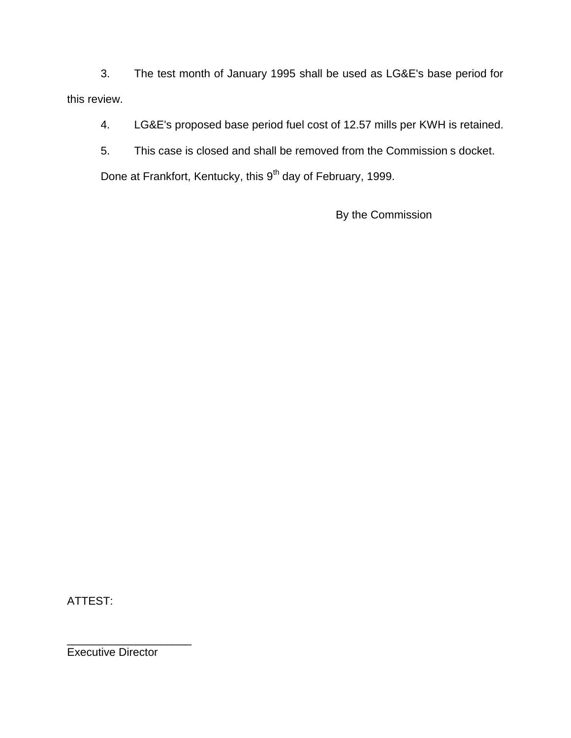3. The test month of January 1995 shall be used as LG&E's base period for this review.

4. LG&E's proposed base period fuel cost of 12.57 mills per KWH is retained.

5. This case is closed and shall be removed from the Commission s docket.

Done at Frankfort, Kentucky, this 9th day of February, 1999.

By the Commission

ATTEST:

____________________
Executive Director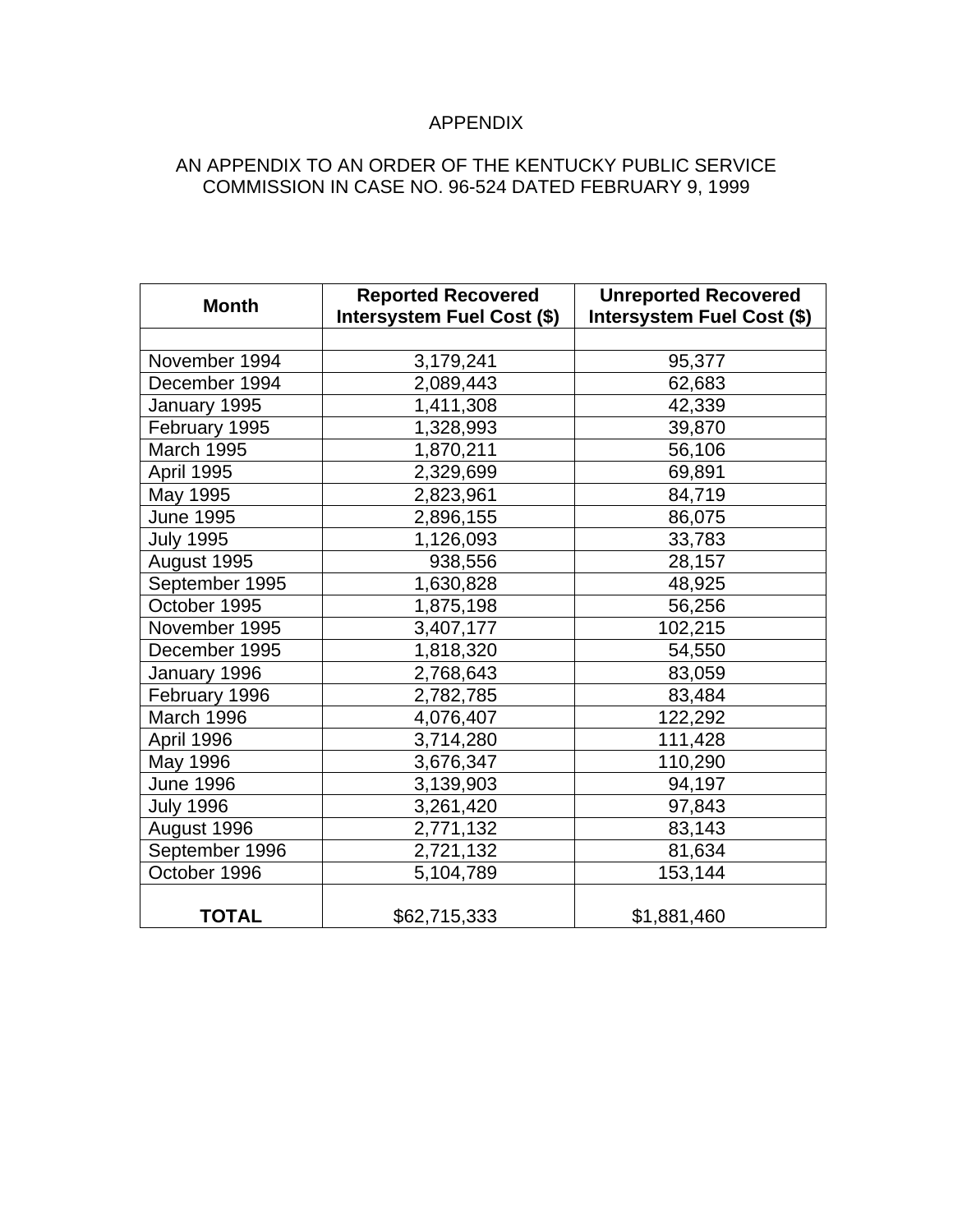APPENDIX

AN APPENDIX TO AN ORDER OF THE KENTUCKY PUBLIC SERVICE COMMISSION IN CASE NO. 96-524 DATED FEBRUARY 9, 1999

| Month | Reported Recovered Intersystem Fuel Cost ($) | Unreported Recovered Intersystem Fuel Cost ($) |
|---|---|---|
| | | |
| November 1994 | 3,179,241 | 95,377 |
| December 1994 | 2,089,443 | 62,683 |
| January 1995 | 1,411,308 | 42,339 |
| February 1995 | 1,328,993 | 39,870 |
| March 1995 | 1,870,211 | 56,106 |
| April 1995 | 2,329,699 | 69,891 |
| May 1995 | 2,823,961 | 84,719 |
| June 1995 | 2,896,155 | 86,075 |
| July 1995 | 1,126,093 | 33,783 |
| August 1995 | 938,556 | 28,157 |
| September 1995 | 1,630,828 | 48,925 |
| October 1995 | 1,875,198 | 56,256 |
| November 1995 | 3,407,177 | 102,215 |
| December 1995 | 1,818,320 | 54,550 |
| January 1996 | 2,768,643 | 83,059 |
| February 1996 | 2,782,785 | 83,484 |
| March 1996 | 4,076,407 | 122,292 |
| April 1996 | 3,714,280 | 111,428 |
| May 1996 | 3,676,347 | 110,290 |
| June 1996 | 3,139,903 | 94,197 |
| July 1996 | 3,261,420 | 97,843 |
| August 1996 | 2,771,132 | 83,143 |
| September 1996 | 2,721,132 | 81,634 |
| October 1996 | 5,104,789 | 153,144 |
| **TOTAL** | $62,715,333 | $1,881,460 |